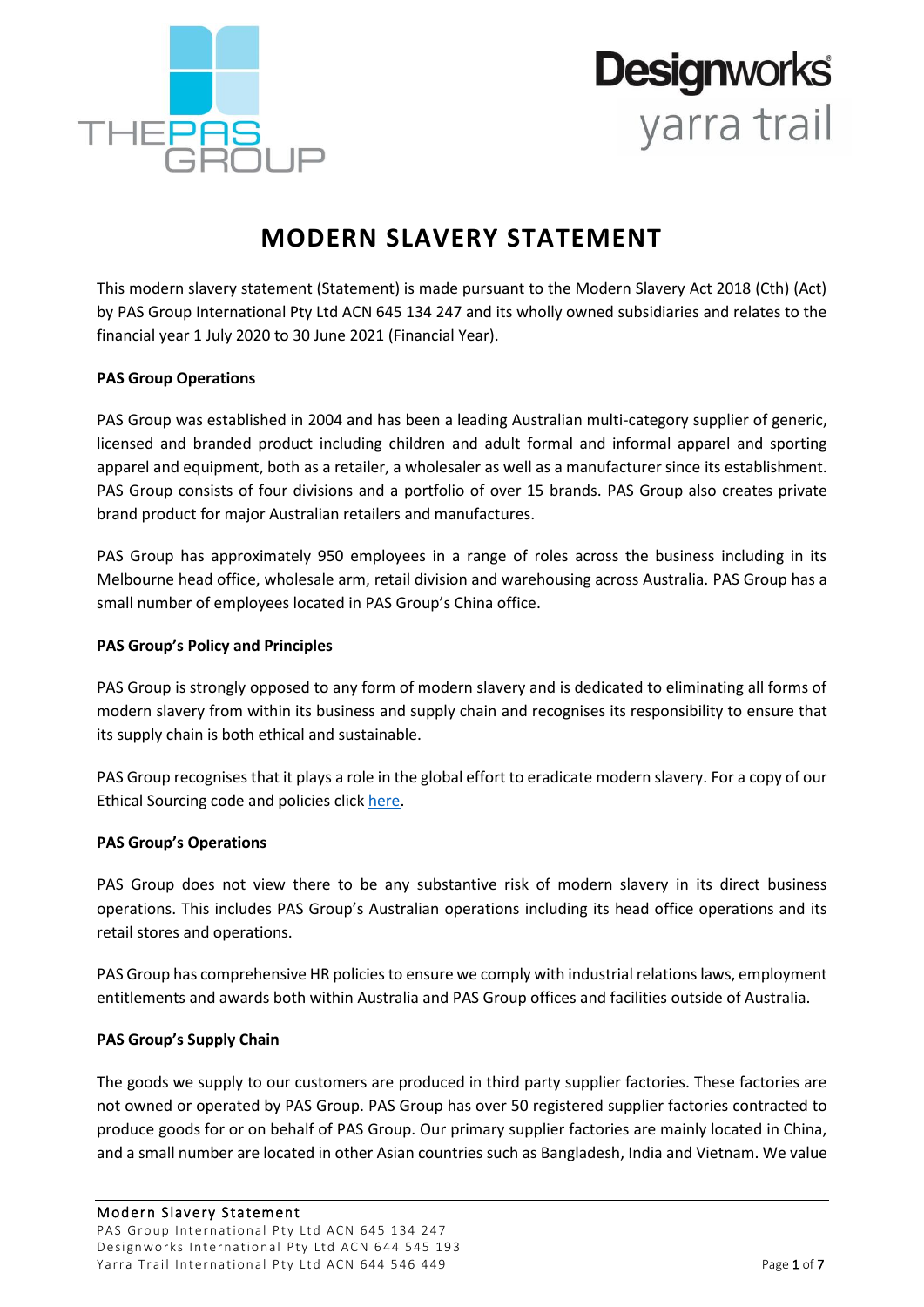# MODERN SLAVERY STATEMENT

This modern slavery statement (Statement) is made pursuant to the Modern Slavery Act 2018 (Cth) (Act) by PAS Group International Pty Ltd ACN 645 134 247 and its wholly owned subsidiaries and relates to the financial year 1 July 2020 to 30 June 2021 (Financial Year).

**PAS Group Operations**

PAS Group was established in 2004 and has been a leading Australian multi-category supplier of generic, licensed and branded product including children and adult formal and informal apparel and sporting apparel and equipment, both as a retailer, a wholesaler as well as a manufacturer since its establishment. PAS Group consists of four divisions and a portfolio of over 15 brands. PAS Group also creates private brand product for major Australian retailers and manufactures.

PAS Group has approximately 950 employees in a range of roles across the business including in its Melbourne head office, wholesale arm, retail division and warehousing across Australia. PAS Group has a small number of employees located in PAS Group's China office.

**PAS Group's Policy and Principles**

PAS Group is strongly opposed to any form of modern slavery and is dedicated to eliminating all forms of modern slavery from within its business and supply chain and recognises its responsibility to ensure that its supply chain is both ethical and sustainable.

PAS Group recognises that it plays a role in the global effort to eradicate modern slavery. For a copy of our Ethical Sourcing code and policies click here.

**PAS Group's Operations**

PAS Group does not view there to be any substantive risk of modern slavery in its direct business operations. This includes PAS Group's Australian operations including its head office operations and its retail stores and operations.

PAS Group has comprehensive HR policies to ensure we comply with industrial relations laws, employment entitlements and awards both within Australia and PAS Group offices and facilities outside of Australia.

**PAS Group's Supply Chain**

The goods we supply to our customers are produced in third party supplier factories. These factories are not owned or operated by PAS Group. PAS Group has over 50 registered supplier factories contracted to produce goods for or on behalf of PAS Group. Our primary supplier factories are mainly located in China, and a small number are located in other Asian countries such as Bangladesh, India and Vietnam. We value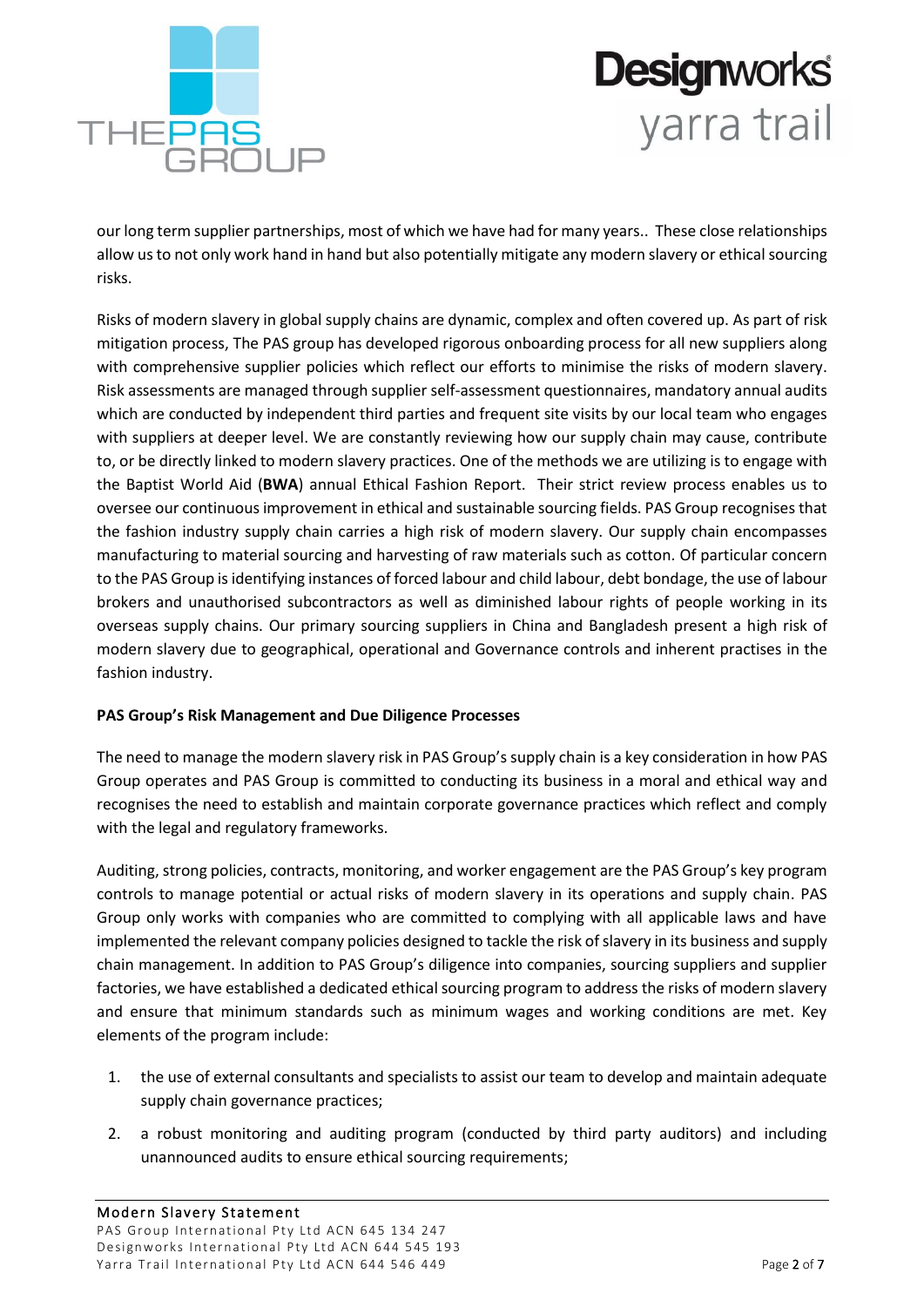our long term supplier partnerships, most of which we have had for many years.. These close relationships allow us to not only work hand in hand but also potentially mitigate any modern slavery or ethical sourcing risks.

Risks of modern slavery in global supply chains are dynamic, complex and often covered up. As part of risk mitigation process, The PAS group has developed rigorous onboarding process for all new suppliers along with comprehensive supplier policies which reflect our efforts to minimise the risks of modern slavery. Risk assessments are managed through supplier self-assessment questionnaires, mandatory annual audits which are conducted by independent third parties and frequent site visits by our local team who engages with suppliers at deeper level. We are constantly reviewing how our supply chain may cause, contribute to, or be directly linked to modern slavery practices. One of the methods we are utilizing is to engage with the Baptist World Aid (**BWA**) annual Ethical Fashion Report. Their strict review process enables us to oversee our continuous improvement in ethical and sustainable sourcing fields. PAS Group recognises that the fashion industry supply chain carries a high risk of modern slavery. Our supply chain encompasses manufacturing to material sourcing and harvesting of raw materials such as cotton. Of particular concern to the PAS Group is identifying instances of forced labour and child labour, debt bondage, the use of labour brokers and unauthorised subcontractors as well as diminished labour rights of people working in its overseas supply chains. Our primary sourcing suppliers in China and Bangladesh present a high risk of modern slavery due to geographical, operational and Governance controls and inherent practises in the fashion industry.

**PAS Group's Risk Management and Due Diligence Processes**

The need to manage the modern slavery risk in PAS Group's supply chain is a key consideration in how PAS Group operates and PAS Group is committed to conducting its business in a moral and ethical way and recognises the need to establish and maintain corporate governance practices which reflect and comply with the legal and regulatory frameworks.

Auditing, strong policies, contracts, monitoring, and worker engagement are the PAS Group's key program controls to manage potential or actual risks of modern slavery in its operations and supply chain. PAS Group only works with companies who are committed to complying with all applicable laws and have implemented the relevant company policies designed to tackle the risk of slavery in its business and supply chain management. In addition to PAS Group's diligence into companies, sourcing suppliers and supplier factories, we have established a dedicated ethical sourcing program to address the risks of modern slavery and ensure that minimum standards such as minimum wages and working conditions are met. Key elements of the program include:

1. the use of external consultants and specialists to assist our team to develop and maintain adequate supply chain governance practices;
2. a robust monitoring and auditing program (conducted by third party auditors) and including unannounced audits to ensure ethical sourcing requirements;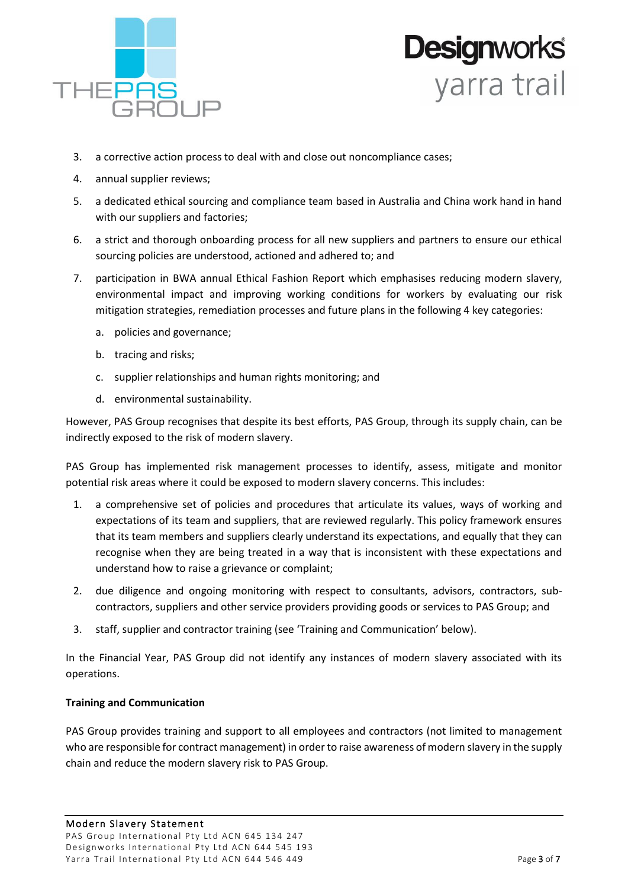3. a corrective action process to deal with and close out noncompliance cases;
4. annual supplier reviews;
5. a dedicated ethical sourcing and compliance team based in Australia and China work hand in hand with our suppliers and factories;
6. a strict and thorough onboarding process for all new suppliers and partners to ensure our ethical sourcing policies are understood, actioned and adhered to; and
7. participation in BWA annual Ethical Fashion Report which emphasises reducing modern slavery, environmental impact and improving working conditions for workers by evaluating our risk mitigation strategies, remediation processes and future plans in the following 4 key categories:
    a. policies and governance;
    b. tracing and risks;
    c. supplier relationships and human rights monitoring; and
    d. environmental sustainability.

However, PAS Group recognises that despite its best efforts, PAS Group, through its supply chain, can be indirectly exposed to the risk of modern slavery.

PAS Group has implemented risk management processes to identify, assess, mitigate and monitor potential risk areas where it could be exposed to modern slavery concerns. This includes:

1. a comprehensive set of policies and procedures that articulate its values, ways of working and expectations of its team and suppliers, that are reviewed regularly. This policy framework ensures that its team members and suppliers clearly understand its expectations, and equally that they can recognise when they are being treated in a way that is inconsistent with these expectations and understand how to raise a grievance or complaint;
2. due diligence and ongoing monitoring with respect to consultants, advisors, contractors, sub-contractors, suppliers and other service providers providing goods or services to PAS Group; and
3. staff, supplier and contractor training (see 'Training and Communication' below).

In the Financial Year, PAS Group did not identify any instances of modern slavery associated with its operations.

**Training and Communication**

PAS Group provides training and support to all employees and contractors (not limited to management who are responsible for contract management) in order to raise awareness of modern slavery in the supply chain and reduce the modern slavery risk to PAS Group.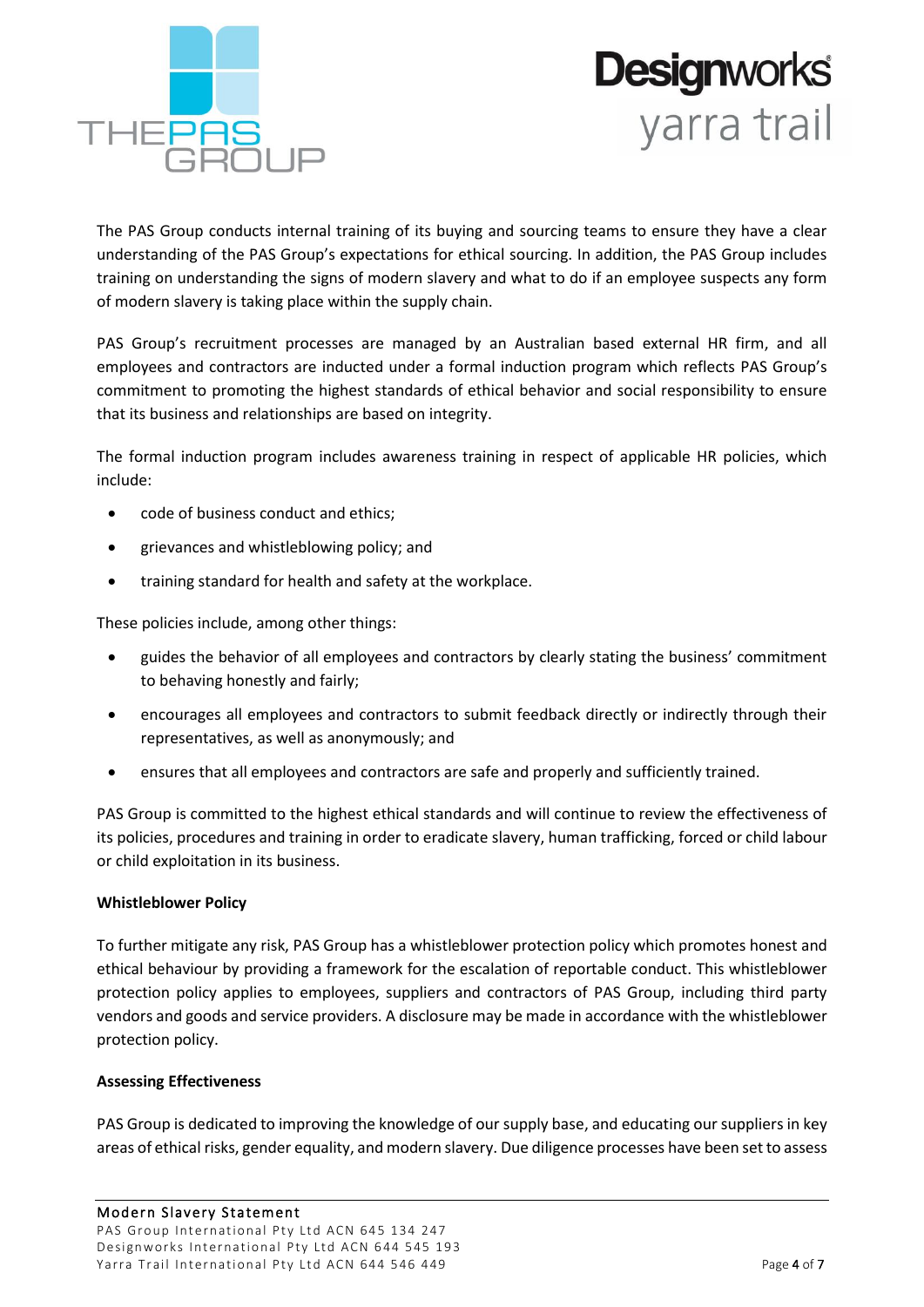The PAS Group conducts internal training of its buying and sourcing teams to ensure they have a clear understanding of the PAS Group's expectations for ethical sourcing. In addition, the PAS Group includes training on understanding the signs of modern slavery and what to do if an employee suspects any form of modern slavery is taking place within the supply chain.

PAS Group's recruitment processes are managed by an Australian based external HR firm, and all employees and contractors are inducted under a formal induction program which reflects PAS Group's commitment to promoting the highest standards of ethical behavior and social responsibility to ensure that its business and relationships are based on integrity.

The formal induction program includes awareness training in respect of applicable HR policies, which include:

- code of business conduct and ethics;
- grievances and whistleblowing policy; and
- training standard for health and safety at the workplace.

These policies include, among other things:

- guides the behavior of all employees and contractors by clearly stating the business' commitment to behaving honestly and fairly;
- encourages all employees and contractors to submit feedback directly or indirectly through their representatives, as well as anonymously; and
- ensures that all employees and contractors are safe and properly and sufficiently trained.

PAS Group is committed to the highest ethical standards and will continue to review the effectiveness of its policies, procedures and training in order to eradicate slavery, human trafficking, forced or child labour or child exploitation in its business.

**Whistleblower Policy**

To further mitigate any risk, PAS Group has a whistleblower protection policy which promotes honest and ethical behaviour by providing a framework for the escalation of reportable conduct. This whistleblower protection policy applies to employees, suppliers and contractors of PAS Group, including third party vendors and goods and service providers. A disclosure may be made in accordance with the whistleblower protection policy.

**Assessing Effectiveness**

PAS Group is dedicated to improving the knowledge of our supply base, and educating our suppliers in key areas of ethical risks, gender equality, and modern slavery. Due diligence processes have been set to assess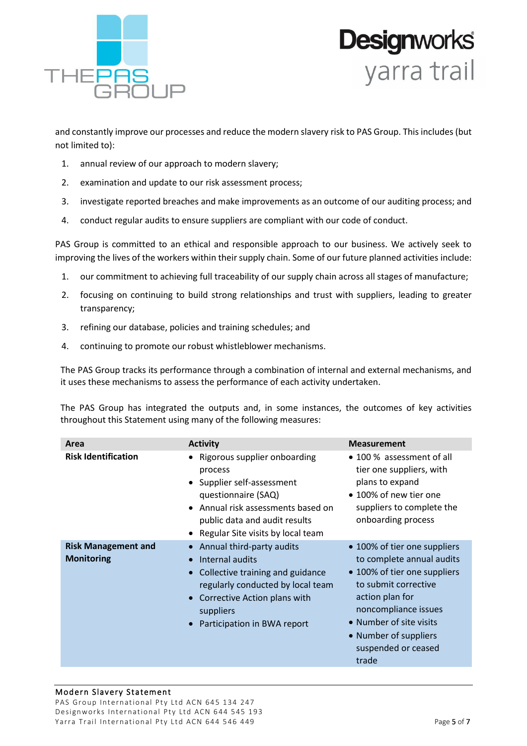and constantly improve our processes and reduce the modern slavery risk to PAS Group. This includes (but not limited to):

1. annual review of our approach to modern slavery;
2. examination and update to our risk assessment process;
3. investigate reported breaches and make improvements as an outcome of our auditing process; and
4. conduct regular audits to ensure suppliers are compliant with our code of conduct.

PAS Group is committed to an ethical and responsible approach to our business. We actively seek to improving the lives of the workers within their supply chain. Some of our future planned activities include:

1. our commitment to achieving full traceability of our supply chain across all stages of manufacture;
2. focusing on continuing to build strong relationships and trust with suppliers, leading to greater transparency;
3. refining our database, policies and training schedules; and
4. continuing to promote our robust whistleblower mechanisms.

The PAS Group tracks its performance through a combination of internal and external mechanisms, and it uses these mechanisms to assess the performance of each activity undertaken.

The PAS Group has integrated the outputs and, in some instances, the outcomes of key activities throughout this Statement using many of the following measures:

| Area | Activity | Measurement |
|---|---|---|
| **Risk Identification** | • Rigorous supplier onboarding process<br>• Supplier self-assessment questionnaire (SAQ)<br>• Annual risk assessments based on public data and audit results<br>• Regular Site visits by local team | • 100 % assessment of all tier one suppliers, with plans to expand<br>• 100% of new tier one suppliers to complete the onboarding process |
| **Risk Management and Monitoring** | • Annual third-party audits<br>• Internal audits<br>• Collective training and guidance regularly conducted by local team<br>• Corrective Action plans with suppliers<br>• Participation in BWA report | • 100% of tier one suppliers to complete annual audits<br>• 100% of tier one suppliers to submit corrective action plan for noncompliance issues<br>• Number of site visits<br>• Number of suppliers suspended or ceased trade |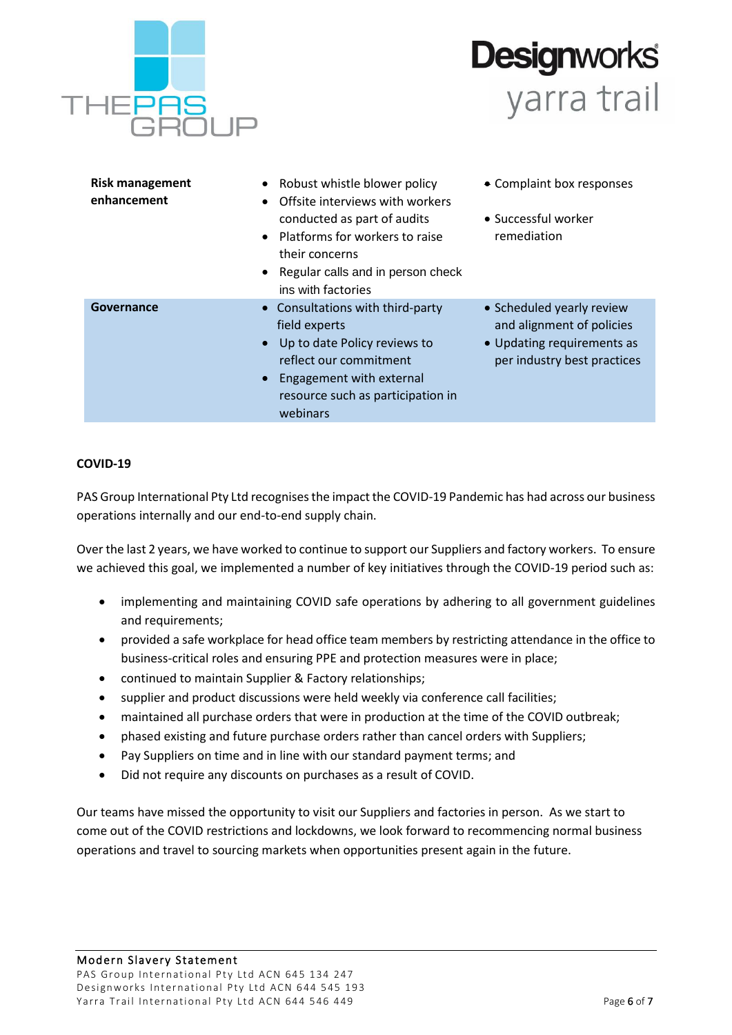| Risk management enhancement | • Robust whistle blower policy<br>• Offsite interviews with workers conducted as part of audits<br>• Platforms for workers to raise their concerns<br>• Regular calls and in person check ins with factories | • Complaint box responses<br>• Successful worker remediation |
|---|---|---|
| **Governance** | • Consultations with third-party field experts<br>• Up to date Policy reviews to reflect our commitment<br>• Engagement with external resource such as participation in webinars | • Scheduled yearly review and alignment of policies<br>• Updating requirements as per industry best practices |

**COVID-19**

PAS Group International Pty Ltd recognises the impact the COVID-19 Pandemic has had across our business operations internally and our end-to-end supply chain.

Over the last 2 years, we have worked to continue to support our Suppliers and factory workers. To ensure we achieved this goal, we implemented a number of key initiatives through the COVID-19 period such as:

- implementing and maintaining COVID safe operations by adhering to all government guidelines and requirements;
- provided a safe workplace for head office team members by restricting attendance in the office to business-critical roles and ensuring PPE and protection measures were in place;
- continued to maintain Supplier & Factory relationships;
- supplier and product discussions were held weekly via conference call facilities;
- maintained all purchase orders that were in production at the time of the COVID outbreak;
- phased existing and future purchase orders rather than cancel orders with Suppliers;
- Pay Suppliers on time and in line with our standard payment terms; and
- Did not require any discounts on purchases as a result of COVID.

Our teams have missed the opportunity to visit our Suppliers and factories in person. As we start to come out of the COVID restrictions and lockdowns, we look forward to recommencing normal business operations and travel to sourcing markets when opportunities present again in the future.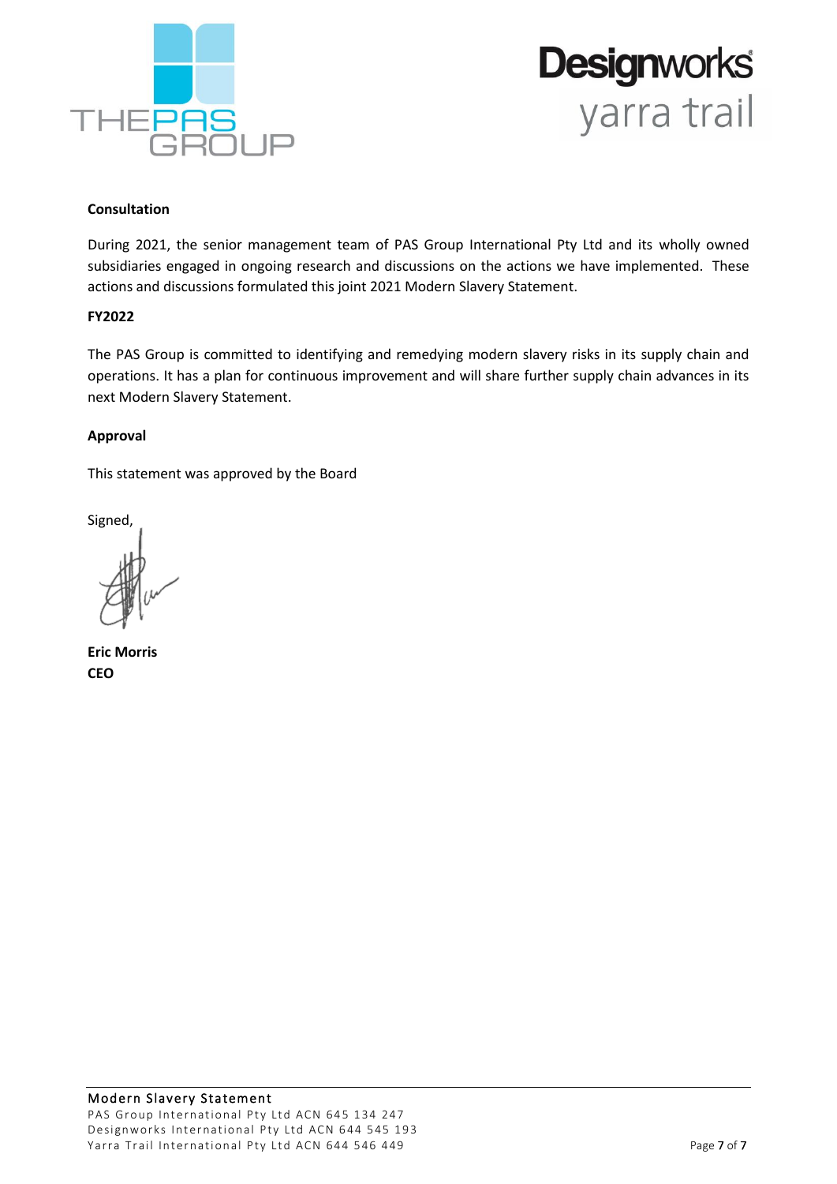**Consultation**

During 2021, the senior management team of PAS Group International Pty Ltd and its wholly owned subsidiaries engaged in ongoing research and discussions on the actions we have implemented. These actions and discussions formulated this joint 2021 Modern Slavery Statement.

**FY2022**

The PAS Group is committed to identifying and remedying modern slavery risks in its supply chain and operations. It has a plan for continuous improvement and will share further supply chain advances in its next Modern Slavery Statement.

**Approval**

This statement was approved by the Board

Signed,

**Eric Morris**
**CEO**